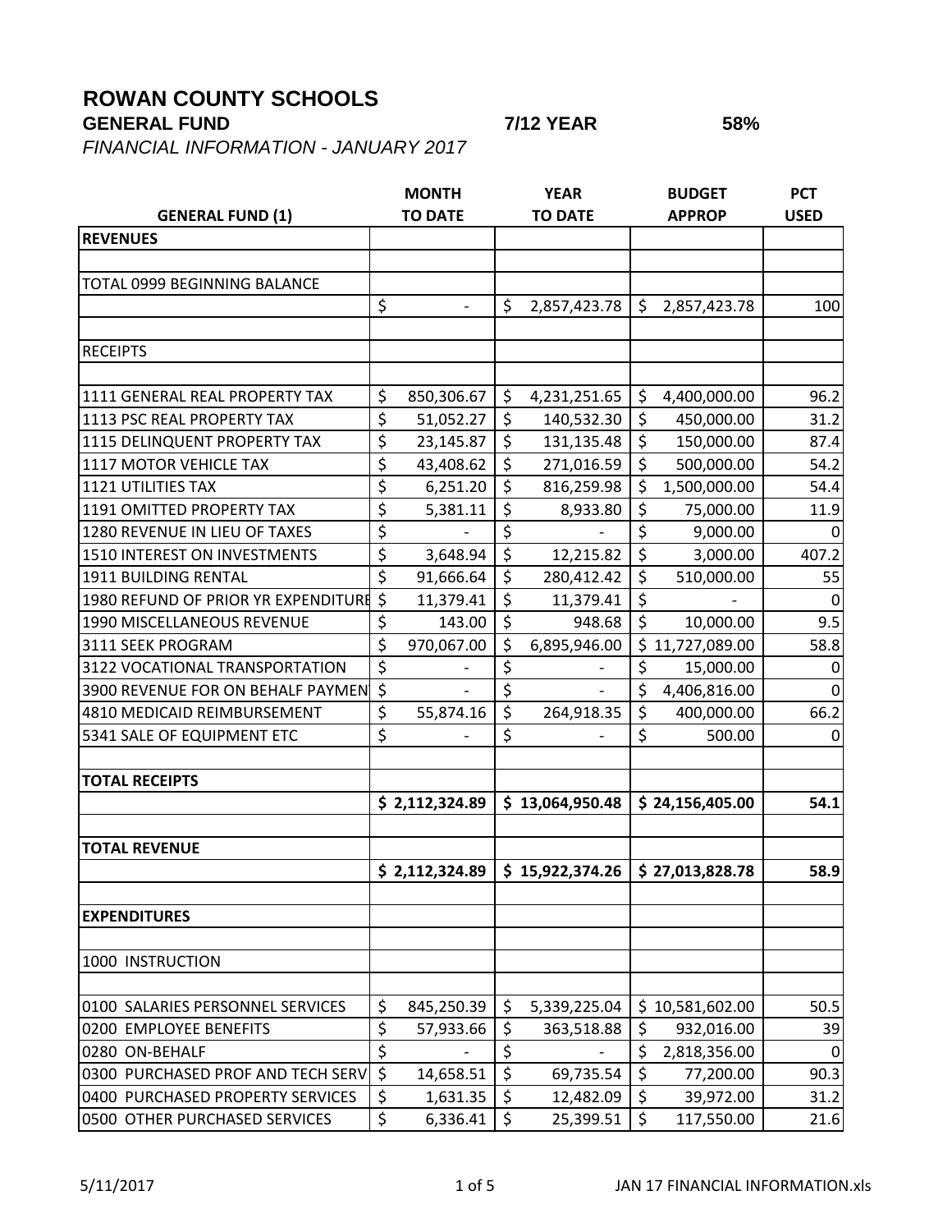# ROWAN COUNTY SCHOOLS

**GENERAL FUND** **7/12 YEAR** **58%**

*FINANCIAL INFORMATION - JANUARY 2017*

| GENERAL FUND (1) | MONTH TO DATE | YEAR TO DATE | BUDGET APPROP | PCT USED |
|---|---|---|---|---|
| **REVENUES** | | | | |
| | | | | |
| TOTAL 0999 BEGINNING BALANCE | | | | |
| | $ - | $ 2,857,423.78 | $ 2,857,423.78 | 100 |
| | | | | |
| RECEIPTS | | | | |
| | | | | |
| 1111 GENERAL REAL PROPERTY TAX | $ 850,306.67 | $ 4,231,251.65 | $ 4,400,000.00 | 96.2 |
| 1113 PSC REAL PROPERTY TAX | $ 51,052.27 | $ 140,532.30 | $ 450,000.00 | 31.2 |
| 1115 DELINQUENT PROPERTY TAX | $ 23,145.87 | $ 131,135.48 | $ 150,000.00 | 87.4 |
| 1117 MOTOR VEHICLE TAX | $ 43,408.62 | $ 271,016.59 | $ 500,000.00 | 54.2 |
| 1121 UTILITIES TAX | $ 6,251.20 | $ 816,259.98 | $ 1,500,000.00 | 54.4 |
| 1191 OMITTED PROPERTY TAX | $ 5,381.11 | $ 8,933.80 | $ 75,000.00 | 11.9 |
| 1280 REVENUE IN LIEU OF TAXES | $ - | $ - | $ 9,000.00 | 0 |
| 1510 INTEREST ON INVESTMENTS | $ 3,648.94 | $ 12,215.82 | $ 3,000.00 | 407.2 |
| 1911 BUILDING RENTAL | $ 91,666.64 | $ 280,412.42 | $ 510,000.00 | 55 |
| 1980 REFUND OF PRIOR YR EXPENDITURE | $ 11,379.41 | $ 11,379.41 | $ - | 0 |
| 1990 MISCELLANEOUS REVENUE | $ 143.00 | $ 948.68 | $ 10,000.00 | 9.5 |
| 3111 SEEK PROGRAM | $ 970,067.00 | $ 6,895,946.00 | $ 11,727,089.00 | 58.8 |
| 3122 VOCATIONAL TRANSPORTATION | $ - | $ - | $ 15,000.00 | 0 |
| 3900 REVENUE FOR ON BEHALF PAYMENT | $ - | $ - | $ 4,406,816.00 | 0 |
| 4810 MEDICAID REIMBURSEMENT | $ 55,874.16 | $ 264,918.35 | $ 400,000.00 | 66.2 |
| 5341 SALE OF EQUIPMENT ETC | $ - | $ - | $ 500.00 | 0 |
| | | | | |
| **TOTAL RECEIPTS** | | | | |
| | **$ 2,112,324.89** | **$ 13,064,950.48** | **$ 24,156,405.00** | **54.1** |
| | | | | |
| **TOTAL REVENUE** | | | | |
| | **$ 2,112,324.89** | **$ 15,922,374.26** | **$ 27,013,828.78** | **58.9** |
| | | | | |
| **EXPENDITURES** | | | | |
| | | | | |
| 1000 INSTRUCTION | | | | |
| | | | | |
| 0100 SALARIES PERSONNEL SERVICES | $ 845,250.39 | $ 5,339,225.04 | $ 10,581,602.00 | 50.5 |
| 0200 EMPLOYEE BENEFITS | $ 57,933.66 | $ 363,518.88 | $ 932,016.00 | 39 |
| 0280 ON-BEHALF | $ - | $ - | $ 2,818,356.00 | 0 |
| 0300 PURCHASED PROF AND TECH SERV | $ 14,658.51 | $ 69,735.54 | $ 77,200.00 | 90.3 |
| 0400 PURCHASED PROPERTY SERVICES | $ 1,631.35 | $ 12,482.09 | $ 39,972.00 | 31.2 |
| 0500 OTHER PURCHASED SERVICES | $ 6,336.41 | $ 25,399.51 | $ 117,550.00 | 21.6 |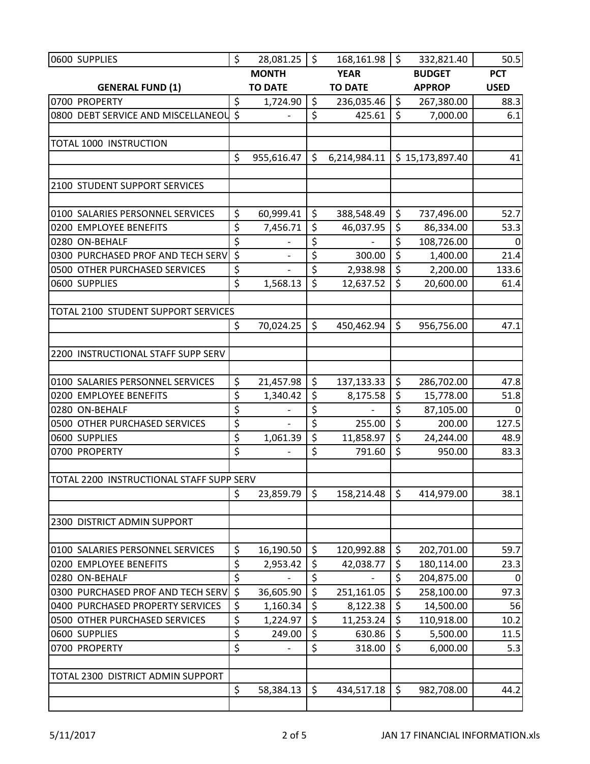| 0600 SUPPLIES | $ 28,081.25 | $ 168,161.98 | $ 332,821.40 | 50.5 |
|---|---|---|---|---|
| **GENERAL FUND (1)** | **MONTH TO DATE** | **YEAR TO DATE** | **BUDGET APPROP** | **PCT USED** |
| 0700 PROPERTY | $ 1,724.90 | $ 236,035.46 | $ 267,380.00 | 88.3 |
| 0800 DEBT SERVICE AND MISCELLANEOU | $ - | $ 425.61 | $ 7,000.00 | 6.1 |
| | | | | |
| TOTAL 1000 INSTRUCTION | | | | |
| | $ 955,616.47 | $ 6,214,984.11 | $ 15,173,897.40 | 41 |
| | | | | |
| 2100 STUDENT SUPPORT SERVICES | | | | |
| | | | | |
| 0100 SALARIES PERSONNEL SERVICES | $ 60,999.41 | $ 388,548.49 | $ 737,496.00 | 52.7 |
| 0200 EMPLOYEE BENEFITS | $ 7,456.71 | $ 46,037.95 | $ 86,334.00 | 53.3 |
| 0280 ON-BEHALF | $ - | $ - | $ 108,726.00 | 0 |
| 0300 PURCHASED PROF AND TECH SERV | $ - | $ 300.00 | $ 1,400.00 | 21.4 |
| 0500 OTHER PURCHASED SERVICES | $ - | $ 2,938.98 | $ 2,200.00 | 133.6 |
| 0600 SUPPLIES | $ 1,568.13 | $ 12,637.52 | $ 20,600.00 | 61.4 |
| | | | | |
| TOTAL 2100 STUDENT SUPPORT SERVICES | | | | |
| | $ 70,024.25 | $ 450,462.94 | $ 956,756.00 | 47.1 |
| | | | | |
| 2200 INSTRUCTIONAL STAFF SUPP SERV | | | | |
| | | | | |
| 0100 SALARIES PERSONNEL SERVICES | $ 21,457.98 | $ 137,133.33 | $ 286,702.00 | 47.8 |
| 0200 EMPLOYEE BENEFITS | $ 1,340.42 | $ 8,175.58 | $ 15,778.00 | 51.8 |
| 0280 ON-BEHALF | $ - | $ - | $ 87,105.00 | 0 |
| 0500 OTHER PURCHASED SERVICES | $ - | $ 255.00 | $ 200.00 | 127.5 |
| 0600 SUPPLIES | $ 1,061.39 | $ 11,858.97 | $ 24,244.00 | 48.9 |
| 0700 PROPERTY | $ - | $ 791.60 | $ 950.00 | 83.3 |
| | | | | |
| TOTAL 2200 INSTRUCTIONAL STAFF SUPP SERV | | | | |
| | $ 23,859.79 | $ 158,214.48 | $ 414,979.00 | 38.1 |
| | | | | |
| 2300 DISTRICT ADMIN SUPPORT | | | | |
| | | | | |
| 0100 SALARIES PERSONNEL SERVICES | $ 16,190.50 | $ 120,992.88 | $ 202,701.00 | 59.7 |
| 0200 EMPLOYEE BENEFITS | $ 2,953.42 | $ 42,038.77 | $ 180,114.00 | 23.3 |
| 0280 ON-BEHALF | $ - | $ - | $ 204,875.00 | 0 |
| 0300 PURCHASED PROF AND TECH SERV | $ 36,605.90 | $ 251,161.05 | $ 258,100.00 | 97.3 |
| 0400 PURCHASED PROPERTY SERVICES | $ 1,160.34 | $ 8,122.38 | $ 14,500.00 | 56 |
| 0500 OTHER PURCHASED SERVICES | $ 1,224.97 | $ 11,253.24 | $ 110,918.00 | 10.2 |
| 0600 SUPPLIES | $ 249.00 | $ 630.86 | $ 5,500.00 | 11.5 |
| 0700 PROPERTY | $ - | $ 318.00 | $ 6,000.00 | 5.3 |
| | | | | |
| TOTAL 2300 DISTRICT ADMIN SUPPORT | | | | |
| | $ 58,384.13 | $ 434,517.18 | $ 982,708.00 | 44.2 |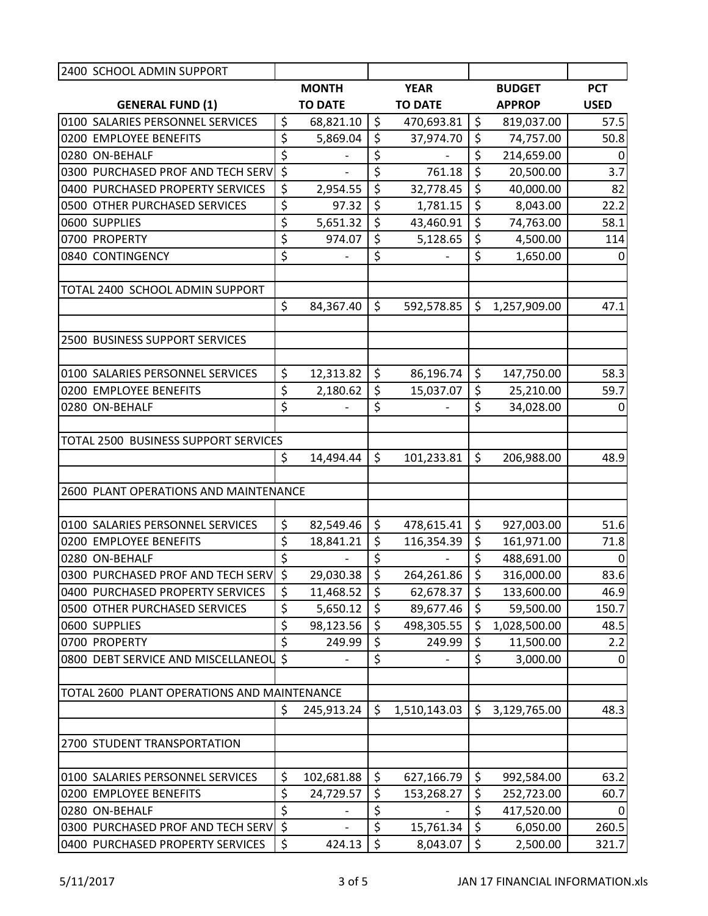| 2400 SCHOOL ADMIN SUPPORT | | | | |
|---|---|---|---|---|
| **GENERAL FUND (1)** | **MONTH TO DATE** | **YEAR TO DATE** | **BUDGET APPROP** | **PCT USED** |
| 0100 SALARIES PERSONNEL SERVICES | $ 68,821.10 | $ 470,693.81 | $ 819,037.00 | 57.5 |
| 0200 EMPLOYEE BENEFITS | $ 5,869.04 | $ 37,974.70 | $ 74,757.00 | 50.8 |
| 0280 ON-BEHALF | $ - | $ - | $ 214,659.00 | 0 |
| 0300 PURCHASED PROF AND TECH SERV | $ - | $ 761.18 | $ 20,500.00 | 3.7 |
| 0400 PURCHASED PROPERTY SERVICES | $ 2,954.55 | $ 32,778.45 | $ 40,000.00 | 82 |
| 0500 OTHER PURCHASED SERVICES | $ 97.32 | $ 1,781.15 | $ 8,043.00 | 22.2 |
| 0600 SUPPLIES | $ 5,651.32 | $ 43,460.91 | $ 74,763.00 | 58.1 |
| 0700 PROPERTY | $ 974.07 | $ 5,128.65 | $ 4,500.00 | 114 |
| 0840 CONTINGENCY | $ - | $ - | $ 1,650.00 | 0 |
| | | | | |
| TOTAL 2400 SCHOOL ADMIN SUPPORT | | | | |
| | $ 84,367.40 | $ 592,578.85 | $ 1,257,909.00 | 47.1 |
| | | | | |
| 2500 BUSINESS SUPPORT SERVICES | | | | |
| | | | | |
| 0100 SALARIES PERSONNEL SERVICES | $ 12,313.82 | $ 86,196.74 | $ 147,750.00 | 58.3 |
| 0200 EMPLOYEE BENEFITS | $ 2,180.62 | $ 15,037.07 | $ 25,210.00 | 59.7 |
| 0280 ON-BEHALF | $ - | $ - | $ 34,028.00 | 0 |
| | | | | |
| TOTAL 2500 BUSINESS SUPPORT SERVICES | | | | |
| | $ 14,494.44 | $ 101,233.81 | $ 206,988.00 | 48.9 |
| | | | | |
| 2600 PLANT OPERATIONS AND MAINTENANCE | | | | |
| | | | | |
| 0100 SALARIES PERSONNEL SERVICES | $ 82,549.46 | $ 478,615.41 | $ 927,003.00 | 51.6 |
| 0200 EMPLOYEE BENEFITS | $ 18,841.21 | $ 116,354.39 | $ 161,971.00 | 71.8 |
| 0280 ON-BEHALF | $ - | $ - | $ 488,691.00 | 0 |
| 0300 PURCHASED PROF AND TECH SERV | $ 29,030.38 | $ 264,261.86 | $ 316,000.00 | 83.6 |
| 0400 PURCHASED PROPERTY SERVICES | $ 11,468.52 | $ 62,678.37 | $ 133,600.00 | 46.9 |
| 0500 OTHER PURCHASED SERVICES | $ 5,650.12 | $ 89,677.46 | $ 59,500.00 | 150.7 |
| 0600 SUPPLIES | $ 98,123.56 | $ 498,305.55 | $ 1,028,500.00 | 48.5 |
| 0700 PROPERTY | $ 249.99 | $ 249.99 | $ 11,500.00 | 2.2 |
| 0800 DEBT SERVICE AND MISCELLANEOU | $ - | $ - | $ 3,000.00 | 0 |
| | | | | |
| TOTAL 2600 PLANT OPERATIONS AND MAINTENANCE | | | | |
| | $ 245,913.24 | $ 1,510,143.03 | $ 3,129,765.00 | 48.3 |
| | | | | |
| 2700 STUDENT TRANSPORTATION | | | | |
| | | | | |
| 0100 SALARIES PERSONNEL SERVICES | $ 102,681.88 | $ 627,166.79 | $ 992,584.00 | 63.2 |
| 0200 EMPLOYEE BENEFITS | $ 24,729.57 | $ 153,268.27 | $ 252,723.00 | 60.7 |
| 0280 ON-BEHALF | $ - | $ - | $ 417,520.00 | 0 |
| 0300 PURCHASED PROF AND TECH SERV | $ - | $ 15,761.34 | $ 6,050.00 | 260.5 |
| 0400 PURCHASED PROPERTY SERVICES | $ 424.13 | $ 8,043.07 | $ 2,500.00 | 321.7 |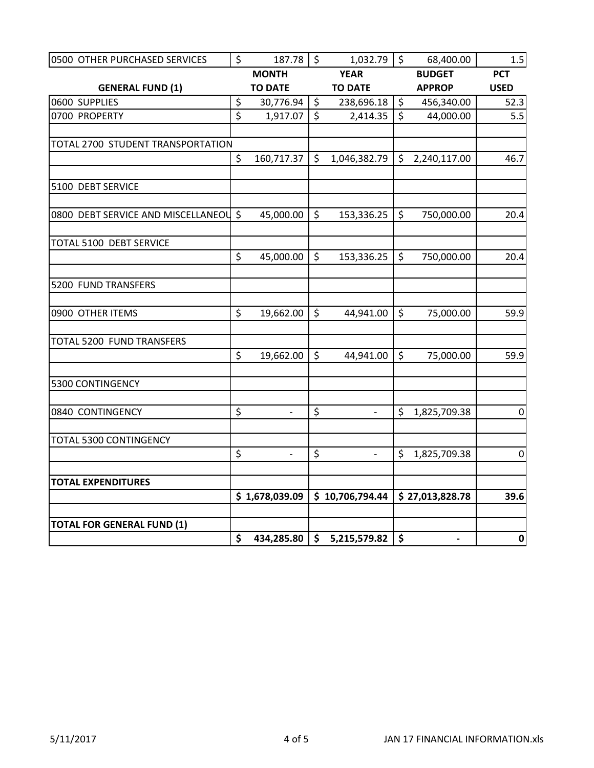| 0500 OTHER PURCHASED SERVICES | $ 187.78 | $ 1,032.79 | $ 68,400.00 | 1.5 |
|---|---|---|---|---|
| **GENERAL FUND (1)** | **MONTH TO DATE** | **YEAR TO DATE** | **BUDGET APPROP** | **PCT USED** |
| 0600 SUPPLIES | $ 30,776.94 | $ 238,696.18 | $ 456,340.00 | 52.3 |
| 0700 PROPERTY | $ 1,917.07 | $ 2,414.35 | $ 44,000.00 | 5.5 |
| | | | | |
| TOTAL 2700 STUDENT TRANSPORTATION | | | | |
| | $ 160,717.37 | $ 1,046,382.79 | $ 2,240,117.00 | 46.7 |
| | | | | |
| 5100 DEBT SERVICE | | | | |
| | | | | |
| 0800 DEBT SERVICE AND MISCELLANEOU | $ 45,000.00 | $ 153,336.25 | $ 750,000.00 | 20.4 |
| | | | | |
| TOTAL 5100 DEBT SERVICE | | | | |
| | $ 45,000.00 | $ 153,336.25 | $ 750,000.00 | 20.4 |
| | | | | |
| 5200 FUND TRANSFERS | | | | |
| | | | | |
| 0900 OTHER ITEMS | $ 19,662.00 | $ 44,941.00 | $ 75,000.00 | 59.9 |
| | | | | |
| TOTAL 5200 FUND TRANSFERS | | | | |
| | $ 19,662.00 | $ 44,941.00 | $ 75,000.00 | 59.9 |
| | | | | |
| 5300 CONTINGENCY | | | | |
| | | | | |
| 0840 CONTINGENCY | $ - | $ - | $ 1,825,709.38 | 0 |
| | | | | |
| TOTAL 5300 CONTINGENCY | | | | |
| | $ - | $ - | $ 1,825,709.38 | 0 |
| | | | | |
| **TOTAL EXPENDITURES** | | | | |
| | **$ 1,678,039.09** | **$ 10,706,794.44** | **$ 27,013,828.78** | **39.6** |
| | | | | |
| **TOTAL FOR GENERAL FUND (1)** | | | | |
| | **$ 434,285.80** | **$ 5,215,579.82** | **$ -** | **0** |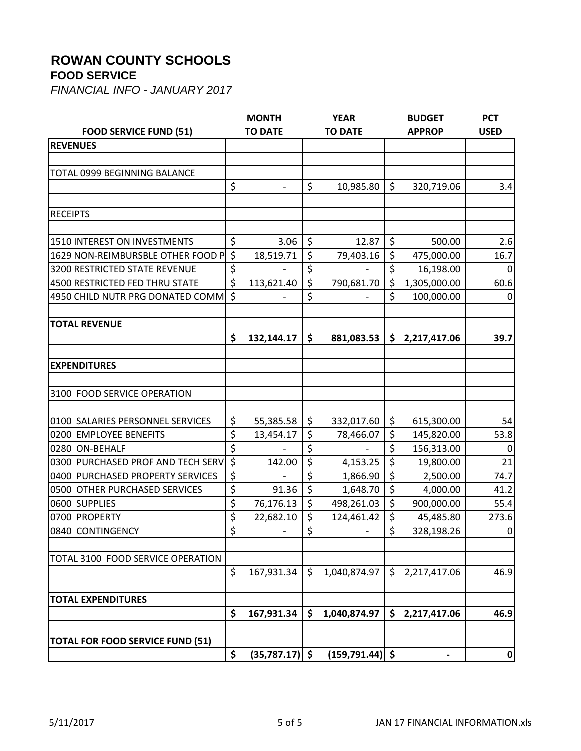# ROWAN COUNTY SCHOOLS

## FOOD SERVICE

*FINANCIAL INFO - JANUARY 2017*

| FOOD SERVICE FUND (51) | MONTH TO DATE | YEAR TO DATE | BUDGET APPROP | PCT USED |
|---|---|---|---|---|
| **REVENUES** | | | | |
| | | | | |
| TOTAL 0999 BEGINNING BALANCE | | | | |
| | $ - | $ 10,985.80 | $ 320,719.06 | 3.4 |
| | | | | |
| RECEIPTS | | | | |
| | | | | |
| 1510 INTEREST ON INVESTMENTS | $ 3.06 | $ 12.87 | $ 500.00 | 2.6 |
| 1629 NON-REIMBURSBLE OTHER FOOD P | $ 18,519.71 | $ 79,403.16 | $ 475,000.00 | 16.7 |
| 3200 RESTRICTED STATE REVENUE | $ - | $ - | $ 16,198.00 | 0 |
| 4500 RESTRICTED FED THRU STATE | $ 113,621.40 | $ 790,681.70 | $ 1,305,000.00 | 60.6 |
| 4950 CHILD NUTR PRG DONATED COMM | $ - | $ - | $ 100,000.00 | 0 |
| | | | | |
| **TOTAL REVENUE** | | | | |
| | **$ 132,144.17** | **$ 881,083.53** | **$ 2,217,417.06** | **39.7** |
| | | | | |
| **EXPENDITURES** | | | | |
| | | | | |
| 3100 FOOD SERVICE OPERATION | | | | |
| | | | | |
| 0100 SALARIES PERSONNEL SERVICES | $ 55,385.58 | $ 332,017.60 | $ 615,300.00 | 54 |
| 0200 EMPLOYEE BENEFITS | $ 13,454.17 | $ 78,466.07 | $ 145,820.00 | 53.8 |
| 0280 ON-BEHALF | $ - | $ - | $ 156,313.00 | 0 |
| 0300 PURCHASED PROF AND TECH SERV | $ 142.00 | $ 4,153.25 | $ 19,800.00 | 21 |
| 0400 PURCHASED PROPERTY SERVICES | $ - | $ 1,866.90 | $ 2,500.00 | 74.7 |
| 0500 OTHER PURCHASED SERVICES | $ 91.36 | $ 1,648.70 | $ 4,000.00 | 41.2 |
| 0600 SUPPLIES | $ 76,176.13 | $ 498,261.03 | $ 900,000.00 | 55.4 |
| 0700 PROPERTY | $ 22,682.10 | $ 124,461.42 | $ 45,485.80 | 273.6 |
| 0840 CONTINGENCY | $ - | $ - | $ 328,198.26 | 0 |
| | | | | |
| TOTAL 3100 FOOD SERVICE OPERATION | | | | |
| | $ 167,931.34 | $ 1,040,874.97 | $ 2,217,417.06 | 46.9 |
| | | | | |
| **TOTAL EXPENDITURES** | | | | |
| | **$ 167,931.34** | **$ 1,040,874.97** | **$ 2,217,417.06** | **46.9** |
| | | | | |
| **TOTAL FOR FOOD SERVICE FUND (51)** | | | | |
| | **$ (35,787.17)** | **$ (159,791.44)** | **$ -** | **0** |